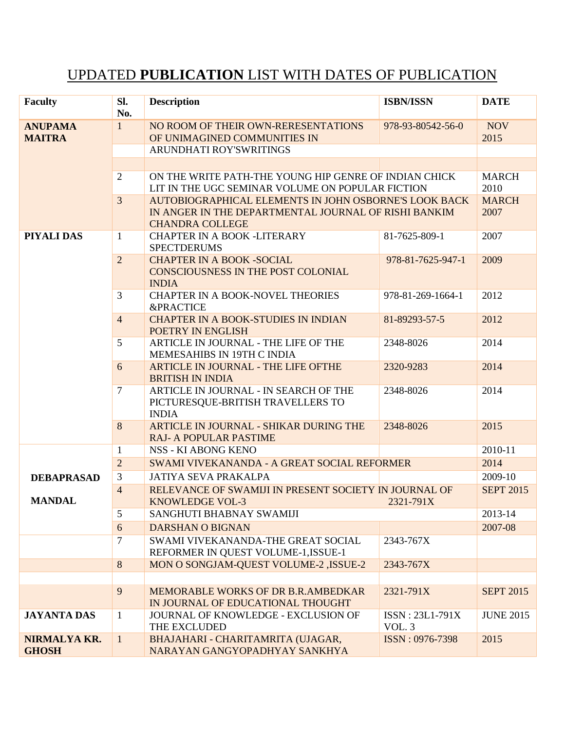# UPDATED **PUBLICATION** LIST WITH DATES OF PUBLICATION

| Faculty | Sl. No. | Description | ISBN/ISSN | DATE |
|---|---|---|---|---|
| **ANUPAMA MAITRA** | 1 | NO ROOM OF THEIR OWN-RERESENTATIONS OF UNIMAGINED COMMUNITIES IN | 978-93-80542-56-0 | NOV 2015 |
| | | ARUNDHATI ROY'SWRITINGS | | |
| | | | | |
| | 2 | ON THE WRITE PATH-THE YOUNG HIP GENRE OF INDIAN CHICK LIT IN THE UGC SEMINAR VOLUME ON POPULAR FICTION | | MARCH 2010 |
| | 3 | AUTOBIOGRAPHICAL ELEMENTS IN JOHN OSBORNE'S LOOK BACK IN ANGER IN THE DEPARTMENTAL JOURNAL OF RISHI BANKIM CHANDRA COLLEGE | | MARCH 2007 |
| **PIYALI DAS** | 1 | CHAPTER IN A BOOK -LITERARY SPECTDERUMS | 81-7625-809-1 | 2007 |
| | 2 | CHAPTER IN A BOOK -SOCIAL CONSCIOUSNESS IN THE POST COLONIAL INDIA | 978-81-7625-947-1 | 2009 |
| | 3 | CHAPTER IN A BOOK-NOVEL THEORIES &PRACTICE | 978-81-269-1664-1 | 2012 |
| | 4 | CHAPTER IN A BOOK-STUDIES IN INDIAN POETRY IN ENGLISH | 81-89293-57-5 | 2012 |
| | 5 | ARTICLE IN JOURNAL - THE LIFE OF THE MEMESAHIBS IN 19TH C INDIA | 2348-8026 | 2014 |
| | 6 | ARTICLE IN JOURNAL - THE LIFE OFTHE BRITISH IN INDIA | 2320-9283 | 2014 |
| | 7 | ARTICLE IN JOURNAL - IN SEARCH OF THE PICTURESQUE-BRITISH TRAVELLERS TO INDIA | 2348-8026 | 2014 |
| | 8 | ARTICLE IN JOURNAL - SHIKAR DURING THE RAJ- A POPULAR PASTIME | 2348-8026 | 2015 |
| **DEBAPRASAD MANDAL** | 1 | NSS - KI ABONG KENO | | 2010-11 |
| | 2 | SWAMI VIVEKANANDA - A GREAT SOCIAL REFORMER | | 2014 |
| | 3 | JATIYA SEVA PRAKALPA | | 2009-10 |
| | 4 | RELEVANCE OF SWAMIJI IN PRESENT SOCIETY IN JOURNAL OF KNOWLEDGE VOL-3 | 2321-791X | SEPT 2015 |
| | 5 | SANGHUTI BHABNAY SWAMIJI | | 2013-14 |
| | 6 | DARSHAN O BIGNAN | | 2007-08 |
| | 7 | SWAMI VIVEKANANDA-THE GREAT SOCIAL REFORMER IN QUEST VOLUME-1,ISSUE-1 | 2343-767X | |
| | 8 | MON O SONGJAM-QUEST VOLUME-2 ,ISSUE-2 | 2343-767X | |
| | | | | |
| | 9 | MEMORABLE WORKS OF DR B.R.AMBEDKAR IN JOURNAL OF EDUCATIONAL THOUGHT | 2321-791X | SEPT 2015 |
| **JAYANTA DAS** | 1 | JOURNAL OF KNOWLEDGE - EXCLUSION OF THE EXCLUDED | ISSN : 23L1-791X VOL. 3 | JUNE 2015 |
| **NIRMALYA KR. GHOSH** | 1 | BHAJAHARI - CHARITAMRITA (UJAGAR, NARAYAN GANGYOPADHYAY SANKHYA | ISSN : 0976-7398 | 2015 |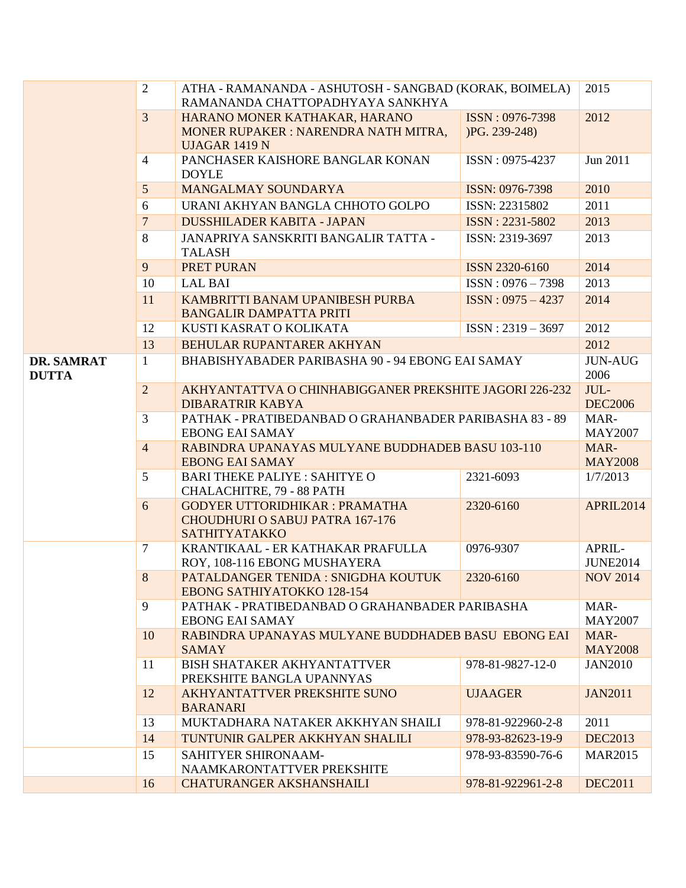| | | | | |
|---|---|---|---|---|
| | 2 | ATHA - RAMANANDA - ASHUTOSH - SANGBAD (KORAK, BOIMELA) RAMANANDA CHATTOPADHYAYA SANKHYA | | 2015 |
| | 3 | HARANO MONER KATHAKAR, HARANO MONER RUPAKER : NARENDRA NATH MITRA, UJAGAR 1419 N | ISSN : 0976-7398 )PG. 239-248) | 2012 |
| | 4 | PANCHASER KAISHORE BANGLAR KONAN DOYLE | ISSN : 0975-4237 | Jun 2011 |
| | 5 | MANGALMAY SOUNDARYA | ISSN: 0976-7398 | 2010 |
| | 6 | URANI AKHYAN BANGLA CHHOTO GOLPO | ISSN: 22315802 | 2011 |
| | 7 | DUSSHILADER KABITA - JAPAN | ISSN : 2231-5802 | 2013 |
| | 8 | JANAPRIYA SANSKRITI BANGALIR TATTA - TALASH | ISSN: 2319-3697 | 2013 |
| | 9 | PRET PURAN | ISSN 2320-6160 | 2014 |
| | 10 | LAL BAI | ISSN : 0976 – 7398 | 2013 |
| | 11 | KAMBRITTI BANAM UPANIBESH PURBA BANGALIR DAMPATTA PRITI | ISSN : 0975 – 4237 | 2014 |
| | 12 | KUSTI KASRAT O KOLIKATA | ISSN : 2319 – 3697 | 2012 |
| | 13 | BEHULAR RUPANTARER AKHYAN | | 2012 |
| **DR. SAMRAT DUTTA** | 1 | BHABISHYABADER PARIBASHA 90 - 94 EBONG EAI SAMAY | | JUN-AUG 2006 |
| | 2 | AKHYANTATTVA O CHINHABIGGANER PREKSHITE JAGORI 226-232 DIBARATRIR KABYA | | JUL-DEC2006 |
| | 3 | PATHAK - PRATIBEDANBAD O GRAHANBADER PARIBASHA 83 - 89 EBONG EAI SAMAY | | MAR-MAY2007 |
| | 4 | RABINDRA UPANAYAS MULYANE BUDDHADEB BASU 103-110 EBONG EAI SAMAY | | MAR-MAY2008 |
| | 5 | BARI THEKE PALIYE : SAHITYE O CHALACHITRE, 79 - 88 PATH | 2321-6093 | 1/7/2013 |
| | 6 | GODYER UTTORIDHIKAR : PRAMATHA CHOUDHURI O SABUJ PATRA 167-176 SATHITYATAKKO | 2320-6160 | APRIL2014 |
| | 7 | KRANTIKAAL - ER KATHAKAR PRAFULLA ROY, 108-116 EBONG MUSHAYERA | 0976-9307 | APRIL-JUNE2014 |
| | 8 | PATALDANGER TENIDA : SNIGDHA KOUTUK EBONG SATHIYATOKKO 128-154 | 2320-6160 | NOV 2014 |
| | 9 | PATHAK - PRATIBEDANBAD O GRAHANBADER PARIBASHA EBONG EAI SAMAY | | MAR-MAY2007 |
| | 10 | RABINDRA UPANAYAS MULYANE BUDDHADEB BASU EBONG EAI SAMAY | | MAR-MAY2008 |
| | 11 | BISH SHATAKER AKHYANTATTVER PREKSHITE BANGLA UPANNYAS | 978-81-9827-12-0 | JAN2010 |
| | 12 | AKHYANTATTVER PREKSHITE SUNO BARANARI | UJAAGER | JAN2011 |
| | 13 | MUKTADHARA NATAKER AKKHYAN SHAILI | 978-81-922960-2-8 | 2011 |
| | 14 | TUNTUNIR GALPER AKKHYAN SHALILI | 978-93-82623-19-9 | DEC2013 |
| | 15 | SAHITYER SHIRONAAM-NAAMKARONTATTVER PREKSHITE | 978-93-83590-76-6 | MAR2015 |
| | 16 | CHATURANGER AKSHANSHAILI | 978-81-922961-2-8 | DEC2011 |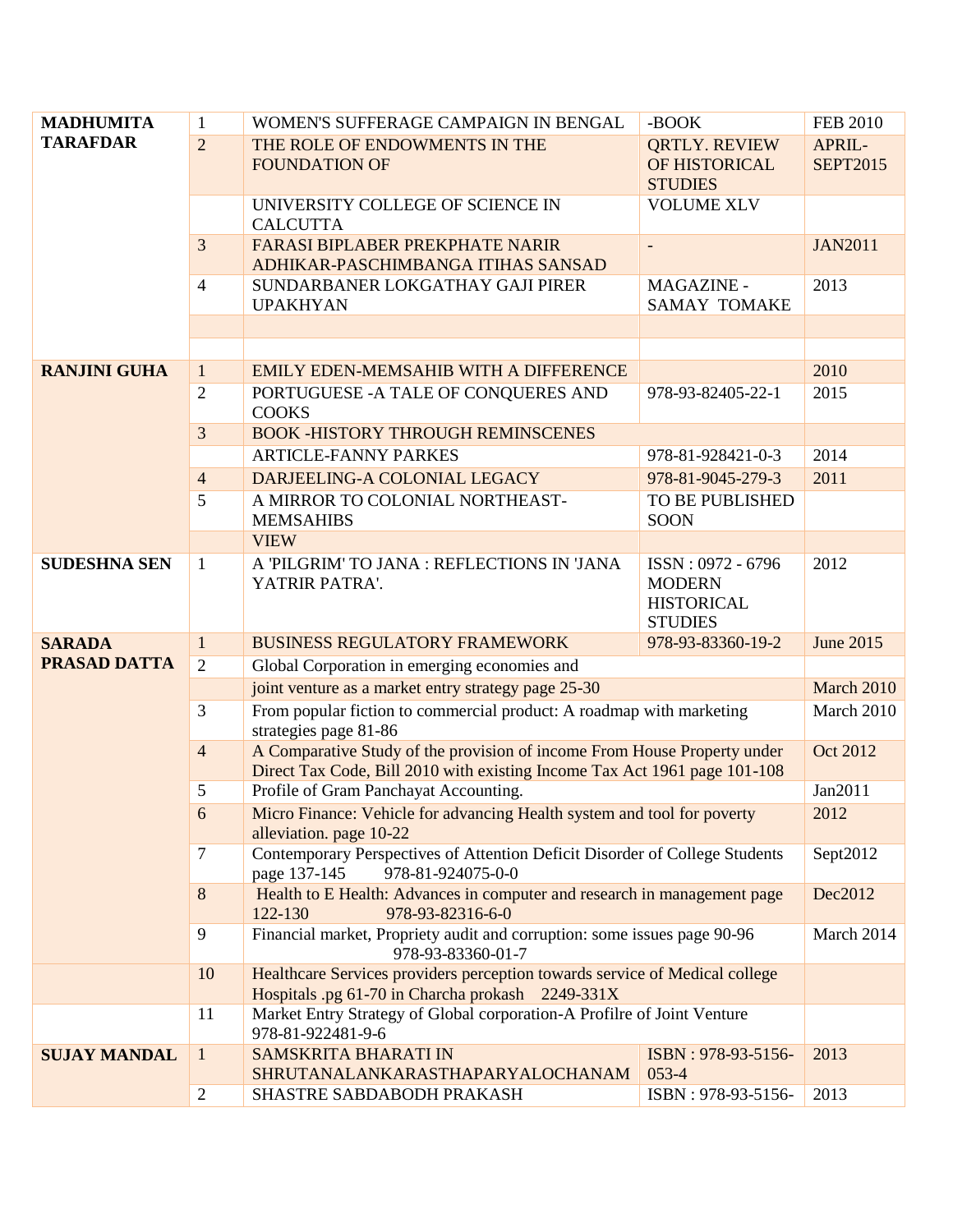| | | | | |
|---|---|---|---|---|
| **MADHUMITA TARAFDAR** | 1 | WOMEN'S SUFFERAGE CAMPAIGN IN BENGAL | -BOOK | FEB 2010 |
| | 2 | THE ROLE OF ENDOWMENTS IN THE FOUNDATION OF | QRTLY. REVIEW OF HISTORICAL STUDIES | APRIL-SEPT2015 |
| | | UNIVERSITY COLLEGE OF SCIENCE IN CALCUTTA | VOLUME XLV | |
| | 3 | FARASI BIPLABER PREKPHATE NARIR ADHIKAR-PASCHIMBANGA ITIHAS SANSAD | - | JAN2011 |
| | 4 | SUNDARBANER LOKGATHAY GAJI PIRER UPAKHYAN | MAGAZINE - SAMAY TOMAKE | 2013 |
| | | | | |
| | | | | |
| **RANJINI GUHA** | 1 | EMILY EDEN-MEMSAHIB WITH A DIFFERENCE | | 2010 |
| | 2 | PORTUGUESE -A TALE OF CONQUERES AND COOKS | 978-93-82405-22-1 | 2015 |
| | 3 | BOOK -HISTORY THROUGH REMINSCENES | | |
| | | ARTICLE-FANNY PARKES | 978-81-928421-0-3 | 2014 |
| | 4 | DARJEELING-A COLONIAL LEGACY | 978-81-9045-279-3 | 2011 |
| | 5 | A MIRROR TO COLONIAL NORTHEAST-MEMSAHIBS | TO BE PUBLISHED SOON | |
| | | VIEW | | |
| **SUDESHNA SEN** | 1 | A 'PILGRIM' TO JANA : REFLECTIONS IN 'JANA YATRIR PATRA'. | ISSN : 0972 - 6796 MODERN HISTORICAL STUDIES | 2012 |
| **SARADA PRASAD DATTA** | 1 | BUSINESS REGULATORY FRAMEWORK | 978-93-83360-19-2 | June 2015 |
| | 2 | Global Corporation in emerging economies and | | |
| | | joint venture as a market entry strategy page 25-30 | | March 2010 |
| | 3 | From popular fiction to commercial product: A roadmap with marketing strategies page 81-86 | | March 2010 |
| | 4 | A Comparative Study of the provision of income From House Property under Direct Tax Code, Bill 2010 with existing Income Tax Act 1961 page 101-108 | | Oct 2012 |
| | 5 | Profile of Gram Panchayat Accounting. | | Jan2011 |
| | 6 | Micro Finance: Vehicle for advancing Health system and tool for poverty alleviation. page 10-22 | | 2012 |
| | 7 | Contemporary Perspectives of Attention Deficit Disorder of College Students page 137-145 978-81-924075-0-0 | | Sept2012 |
| | 8 | Health to E Health: Advances in computer and research in management page 122-130 978-93-82316-6-0 | | Dec2012 |
| | 9 | Financial market, Propriety audit and corruption: some issues page 90-96 978-93-83360-01-7 | | March 2014 |
| | 10 | Healthcare Services providers perception towards service of Medical college Hospitals .pg 61-70 in Charcha prokash 2249-331X | | |
| | 11 | Market Entry Strategy of Global corporation-A Profilre of Joint Venture 978-81-922481-9-6 | | |
| **SUJAY MANDAL** | 1 | SAMSKRITA BHARATI IN SHRUTANALANKARASTHAPARYALOCHANAM | ISBN : 978-93-5156-053-4 | 2013 |
| | 2 | SHASTRE SABDABODH PRAKASH | ISBN : 978-93-5156- | 2013 |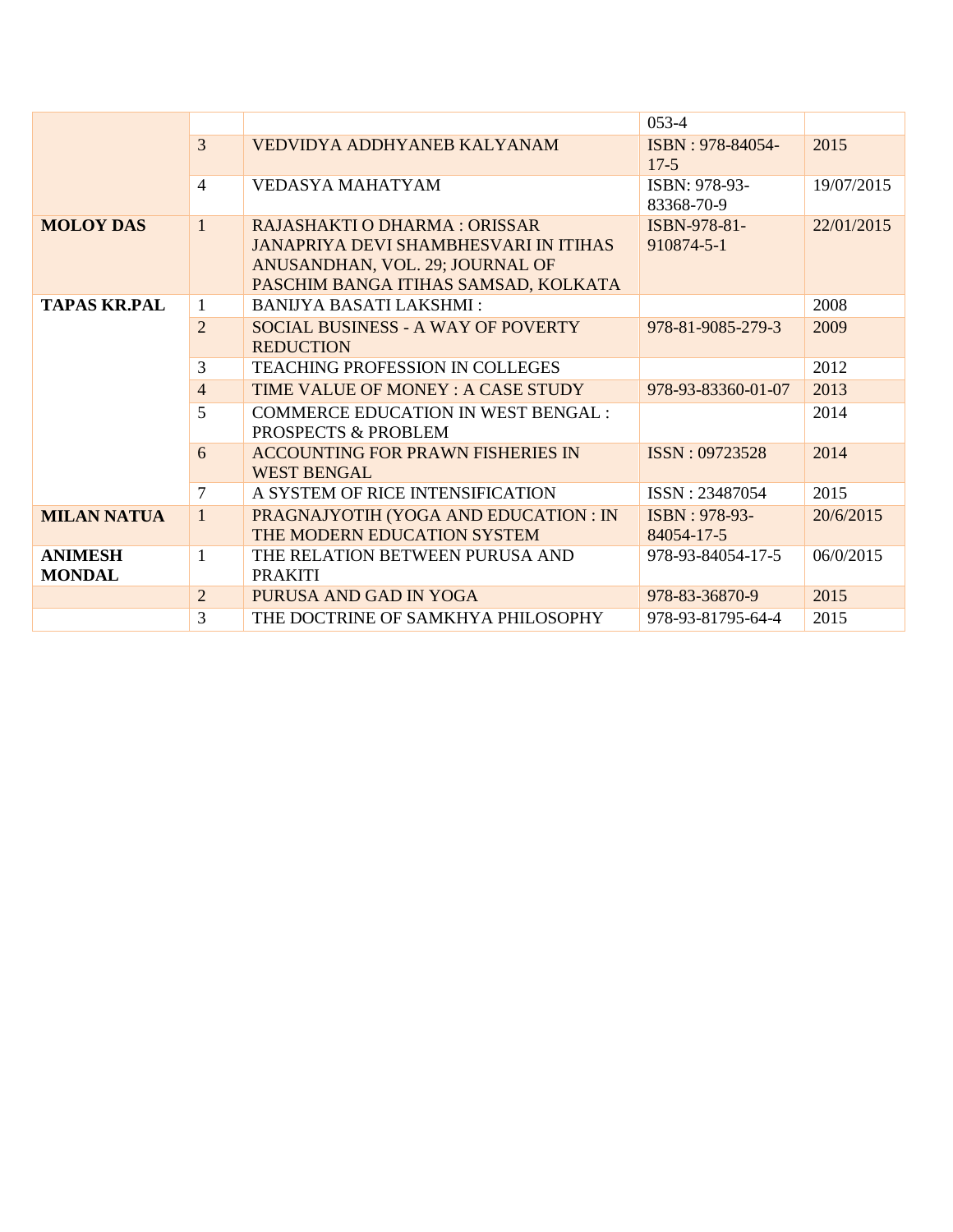| | | | | |
|---|---|---|---|---|
| | | | 053-4 | |
| | 3 | VEDVIDYA ADDHYANEB KALYANAM | ISBN : 978-84054-17-5 | 2015 |
| | 4 | VEDASYA MAHATYAM | ISBN: 978-93-83368-70-9 | 19/07/2015 |
| **MOLOY DAS** | 1 | RAJASHAKTI O DHARMA : ORISSAR JANAPRIYA DEVI SHAMBHESVARI IN ITIHAS ANUSANDHAN, VOL. 29; JOURNAL OF PASCHIM BANGA ITIHAS SAMSAD, KOLKATA | ISBN-978-81-910874-5-1 | 22/01/2015 |
| **TAPAS KR.PAL** | 1 | BANIJYA BASATI LAKSHMI : | | 2008 |
| | 2 | SOCIAL BUSINESS - A WAY OF POVERTY REDUCTION | 978-81-9085-279-3 | 2009 |
| | 3 | TEACHING PROFESSION IN COLLEGES | | 2012 |
| | 4 | TIME VALUE OF MONEY : A CASE STUDY | 978-93-83360-01-07 | 2013 |
| | 5 | COMMERCE EDUCATION IN WEST BENGAL : PROSPECTS & PROBLEM | | 2014 |
| | 6 | ACCOUNTING FOR PRAWN FISHERIES IN WEST BENGAL | ISSN : 09723528 | 2014 |
| | 7 | A SYSTEM OF RICE INTENSIFICATION | ISSN : 23487054 | 2015 |
| **MILAN NATUA** | 1 | PRAGNAJYOTIH (YOGA AND EDUCATION : IN THE MODERN EDUCATION SYSTEM | ISBN : 978-93-84054-17-5 | 20/6/2015 |
| **ANIMESH MONDAL** | 1 | THE RELATION BETWEEN PURUSA AND PRAKITI | 978-93-84054-17-5 | 06/0/2015 |
| | 2 | PURUSA AND GAD IN YOGA | 978-83-36870-9 | 2015 |
| | 3 | THE DOCTRINE OF SAMKHYA PHILOSOPHY | 978-93-81795-64-4 | 2015 |